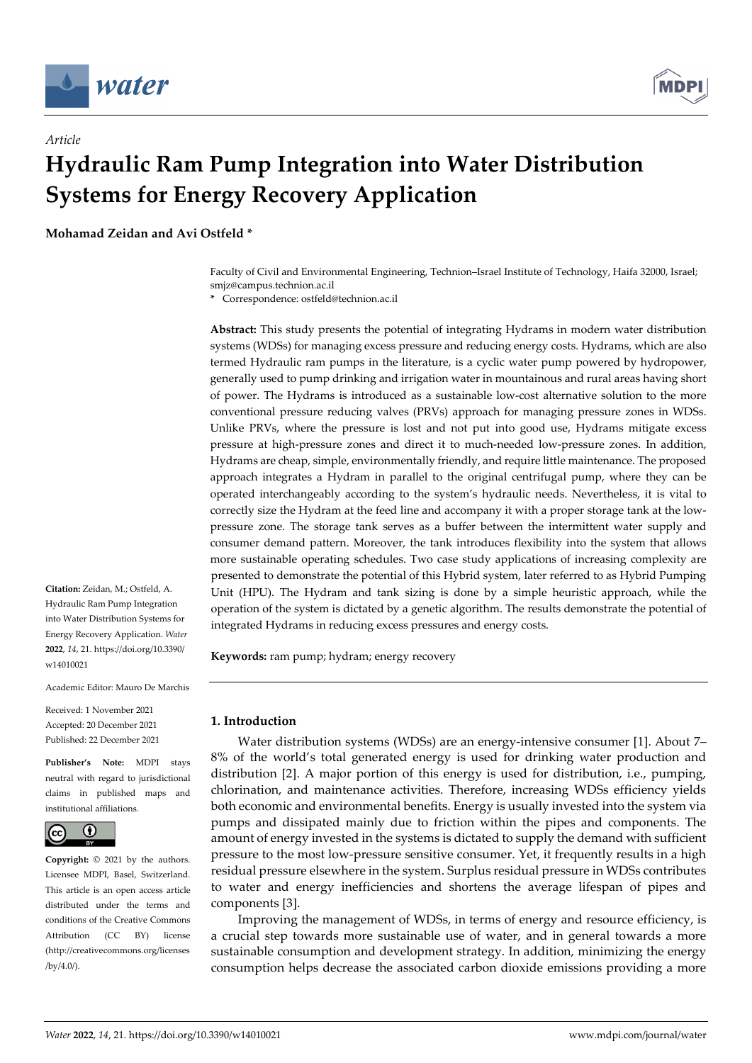*Article*

# Hydraulic Ram Pump Integration into Water Distribution Systems for Energy Recovery Application

**Mohamad Zeidan and Avi Ostfeld ***

Faculty of Civil and Environmental Engineering, Technion–Israel Institute of Technology, Haifa 32000, Israel; smjz@campus.technion.ac.il

* Correspondence: ostfeld@technion.ac.il

**Abstract:** This study presents the potential of integrating Hydrams in modern water distribution systems (WDSs) for managing excess pressure and reducing energy costs. Hydrams, which are also termed Hydraulic ram pumps in the literature, is a cyclic water pump powered by hydropower, generally used to pump drinking and irrigation water in mountainous and rural areas having short of power. The Hydrams is introduced as a sustainable low-cost alternative solution to the more conventional pressure reducing valves (PRVs) approach for managing pressure zones in WDSs. Unlike PRVs, where the pressure is lost and not put into good use, Hydrams mitigate excess pressure at high-pressure zones and direct it to much-needed low-pressure zones. In addition, Hydrams are cheap, simple, environmentally friendly, and require little maintenance. The proposed approach integrates a Hydram in parallel to the original centrifugal pump, where they can be operated interchangeably according to the system's hydraulic needs. Nevertheless, it is vital to correctly size the Hydram at the feed line and accompany it with a proper storage tank at the low-pressure zone. The storage tank serves as a buffer between the intermittent water supply and consumer demand pattern. Moreover, the tank introduces flexibility into the system that allows more sustainable operating schedules. Two case study applications of increasing complexity are presented to demonstrate the potential of this Hybrid system, later referred to as Hybrid Pumping Unit (HPU). The Hydram and tank sizing is done by a simple heuristic approach, while the operation of the system is dictated by a genetic algorithm. The results demonstrate the potential of integrated Hydrams in reducing excess pressures and energy costs.

**Keywords:** ram pump; hydram; energy recovery

**Citation:** Zeidan, M.; Ostfeld, A. Hydraulic Ram Pump Integration into Water Distribution Systems for Energy Recovery Application. *Water* **2022**, *14*, 21. https://doi.org/10.3390/w14010021

Academic Editor: Mauro De Marchis

Received: 1 November 2021
Accepted: 20 December 2021
Published: 22 December 2021

**Publisher's Note:** MDPI stays neutral with regard to jurisdictional claims in published maps and institutional affiliations.

**Copyright:** © 2021 by the authors. Licensee MDPI, Basel, Switzerland. This article is an open access article distributed under the terms and conditions of the Creative Commons Attribution (CC BY) license (http://creativecommons.org/licenses/by/4.0/).

## 1. Introduction

Water distribution systems (WDSs) are an energy-intensive consumer [1]. About 7–8% of the world's total generated energy is used for drinking water production and distribution [2]. A major portion of this energy is used for distribution, i.e., pumping, chlorination, and maintenance activities. Therefore, increasing WDSs efficiency yields both economic and environmental benefits. Energy is usually invested into the system via pumps and dissipated mainly due to friction within the pipes and components. The amount of energy invested in the systems is dictated to supply the demand with sufficient pressure to the most low-pressure sensitive consumer. Yet, it frequently results in a high residual pressure elsewhere in the system. Surplus residual pressure in WDSs contributes to water and energy inefficiencies and shortens the average lifespan of pipes and components [3].

Improving the management of WDSs, in terms of energy and resource efficiency, is a crucial step towards more sustainable use of water, and in general towards a more sustainable consumption and development strategy. In addition, minimizing the energy consumption helps decrease the associated carbon dioxide emissions providing a more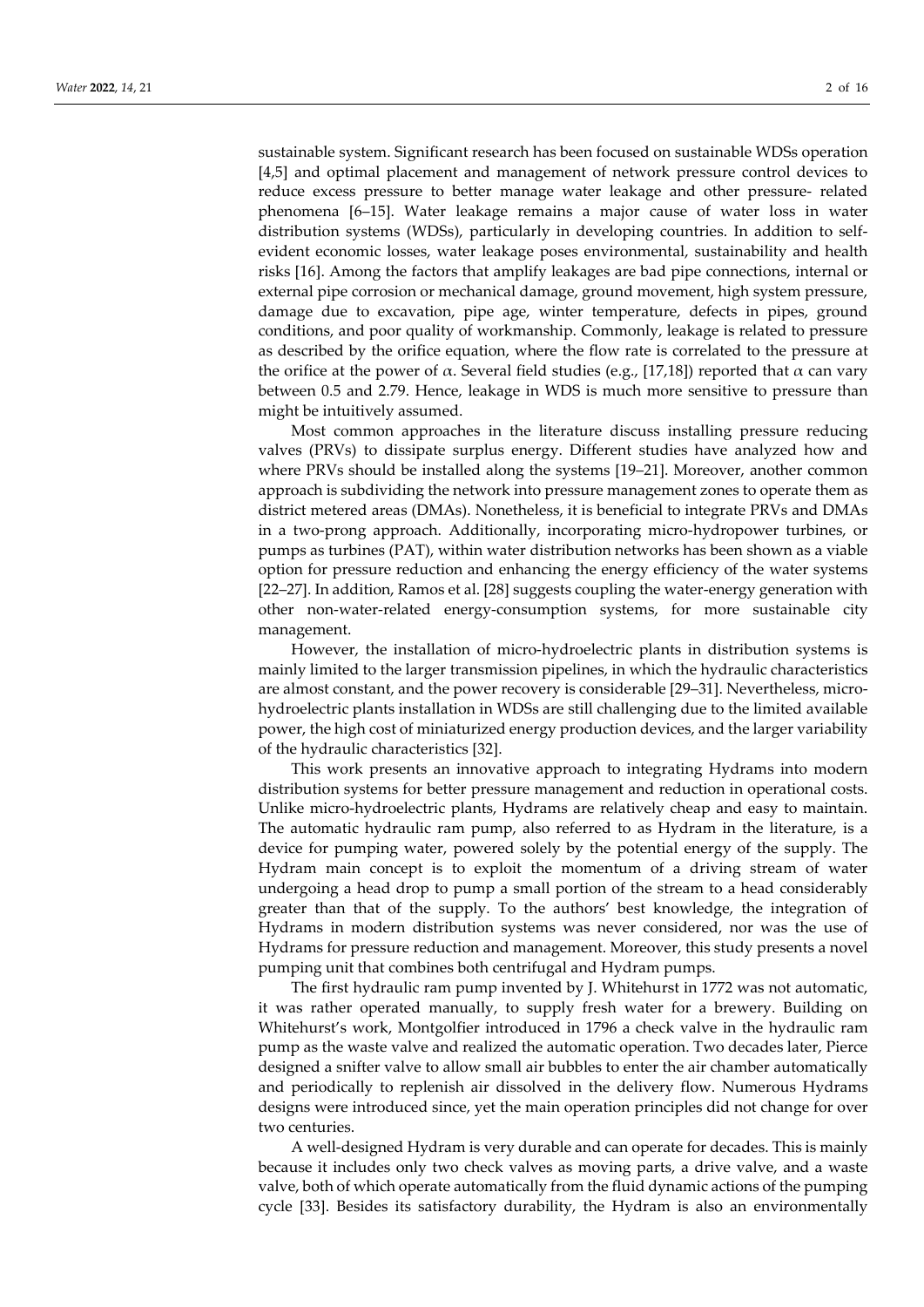sustainable system. Significant research has been focused on sustainable WDSs operation [4,5] and optimal placement and management of network pressure control devices to reduce excess pressure to better manage water leakage and other pressure- related phenomena [6–15]. Water leakage remains a major cause of water loss in water distribution systems (WDSs), particularly in developing countries. In addition to self-evident economic losses, water leakage poses environmental, sustainability and health risks [16]. Among the factors that amplify leakages are bad pipe connections, internal or external pipe corrosion or mechanical damage, ground movement, high system pressure, damage due to excavation, pipe age, winter temperature, defects in pipes, ground conditions, and poor quality of workmanship. Commonly, leakage is related to pressure as described by the orifice equation, where the flow rate is correlated to the pressure at the orifice at the power of $\alpha$. Several field studies (e.g., [17,18]) reported that $\alpha$ can vary between 0.5 and 2.79. Hence, leakage in WDS is much more sensitive to pressure than might be intuitively assumed.

Most common approaches in the literature discuss installing pressure reducing valves (PRVs) to dissipate surplus energy. Different studies have analyzed how and where PRVs should be installed along the systems [19–21]. Moreover, another common approach is subdividing the network into pressure management zones to operate them as district metered areas (DMAs). Nonetheless, it is beneficial to integrate PRVs and DMAs in a two-prong approach. Additionally, incorporating micro-hydropower turbines, or pumps as turbines (PAT), within water distribution networks has been shown as a viable option for pressure reduction and enhancing the energy efficiency of the water systems [22–27]. In addition, Ramos et al. [28] suggests coupling the water-energy generation with other non-water-related energy-consumption systems, for more sustainable city management.

However, the installation of micro-hydroelectric plants in distribution systems is mainly limited to the larger transmission pipelines, in which the hydraulic characteristics are almost constant, and the power recovery is considerable [29–31]. Nevertheless, micro-hydroelectric plants installation in WDSs are still challenging due to the limited available power, the high cost of miniaturized energy production devices, and the larger variability of the hydraulic characteristics [32].

This work presents an innovative approach to integrating Hydrams into modern distribution systems for better pressure management and reduction in operational costs. Unlike micro-hydroelectric plants, Hydrams are relatively cheap and easy to maintain. The automatic hydraulic ram pump, also referred to as Hydram in the literature, is a device for pumping water, powered solely by the potential energy of the supply. The Hydram main concept is to exploit the momentum of a driving stream of water undergoing a head drop to pump a small portion of the stream to a head considerably greater than that of the supply. To the authors' best knowledge, the integration of Hydrams in modern distribution systems was never considered, nor was the use of Hydrams for pressure reduction and management. Moreover, this study presents a novel pumping unit that combines both centrifugal and Hydram pumps.

The first hydraulic ram pump invented by J. Whitehurst in 1772 was not automatic, it was rather operated manually, to supply fresh water for a brewery. Building on Whitehurst's work, Montgolfier introduced in 1796 a check valve in the hydraulic ram pump as the waste valve and realized the automatic operation. Two decades later, Pierce designed a snifter valve to allow small air bubbles to enter the air chamber automatically and periodically to replenish air dissolved in the delivery flow. Numerous Hydrams designs were introduced since, yet the main operation principles did not change for over two centuries.

A well-designed Hydram is very durable and can operate for decades. This is mainly because it includes only two check valves as moving parts, a drive valve, and a waste valve, both of which operate automatically from the fluid dynamic actions of the pumping cycle [33]. Besides its satisfactory durability, the Hydram is also an environmentally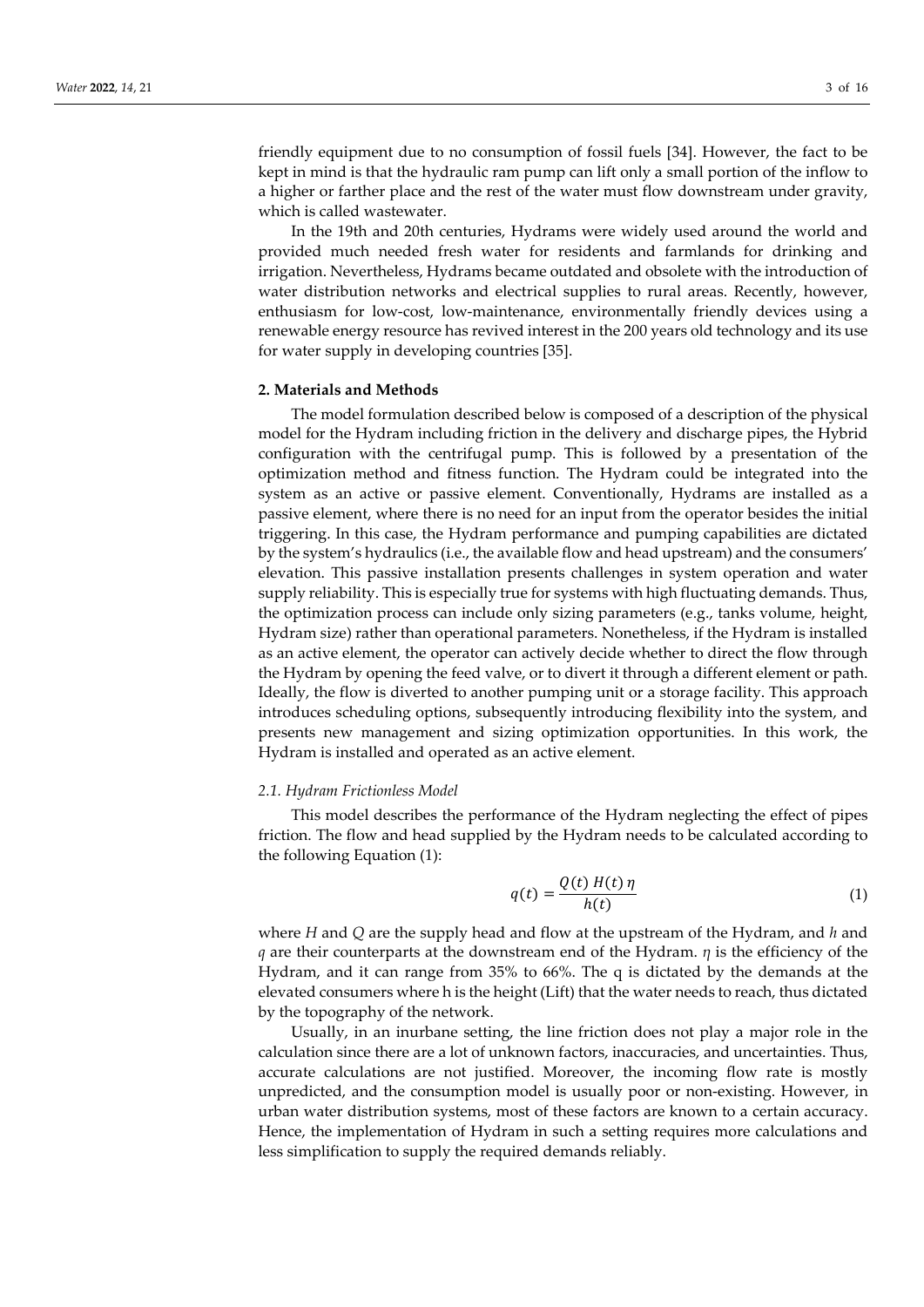friendly equipment due to no consumption of fossil fuels [34]. However, the fact to be kept in mind is that the hydraulic ram pump can lift only a small portion of the inflow to a higher or farther place and the rest of the water must flow downstream under gravity, which is called wastewater.

In the 19th and 20th centuries, Hydrams were widely used around the world and provided much needed fresh water for residents and farmlands for drinking and irrigation. Nevertheless, Hydrams became outdated and obsolete with the introduction of water distribution networks and electrical supplies to rural areas. Recently, however, enthusiasm for low-cost, low-maintenance, environmentally friendly devices using a renewable energy resource has revived interest in the 200 years old technology and its use for water supply in developing countries [35].

## 2. Materials and Methods

The model formulation described below is composed of a description of the physical model for the Hydram including friction in the delivery and discharge pipes, the Hybrid configuration with the centrifugal pump. This is followed by a presentation of the optimization method and fitness function. The Hydram could be integrated into the system as an active or passive element. Conventionally, Hydrams are installed as a passive element, where there is no need for an input from the operator besides the initial triggering. In this case, the Hydram performance and pumping capabilities are dictated by the system's hydraulics (i.e., the available flow and head upstream) and the consumers' elevation. This passive installation presents challenges in system operation and water supply reliability. This is especially true for systems with high fluctuating demands. Thus, the optimization process can include only sizing parameters (e.g., tanks volume, height, Hydram size) rather than operational parameters. Nonetheless, if the Hydram is installed as an active element, the operator can actively decide whether to direct the flow through the Hydram by opening the feed valve, or to divert it through a different element or path. Ideally, the flow is diverted to another pumping unit or a storage facility. This approach introduces scheduling options, subsequently introducing flexibility into the system, and presents new management and sizing optimization opportunities. In this work, the Hydram is installed and operated as an active element.

### *2.1. Hydram Frictionless Model*

This model describes the performance of the Hydram neglecting the effect of pipes friction. The flow and head supplied by the Hydram needs to be calculated according to the following Equation (1):

$$q(t) = \frac{Q(t)\ H(t)\ \eta}{h(t)} \tag{1}$$

where $H$ and $Q$ are the supply head and flow at the upstream of the Hydram, and $h$ and $q$ are their counterparts at the downstream end of the Hydram. $\eta$ is the efficiency of the Hydram, and it can range from 35% to 66%. The q is dictated by the demands at the elevated consumers where h is the height (Lift) that the water needs to reach, thus dictated by the topography of the network.

Usually, in an inurbane setting, the line friction does not play a major role in the calculation since there are a lot of unknown factors, inaccuracies, and uncertainties. Thus, accurate calculations are not justified. Moreover, the incoming flow rate is mostly unpredicted, and the consumption model is usually poor or non-existing. However, in urban water distribution systems, most of these factors are known to a certain accuracy. Hence, the implementation of Hydram in such a setting requires more calculations and less simplification to supply the required demands reliably.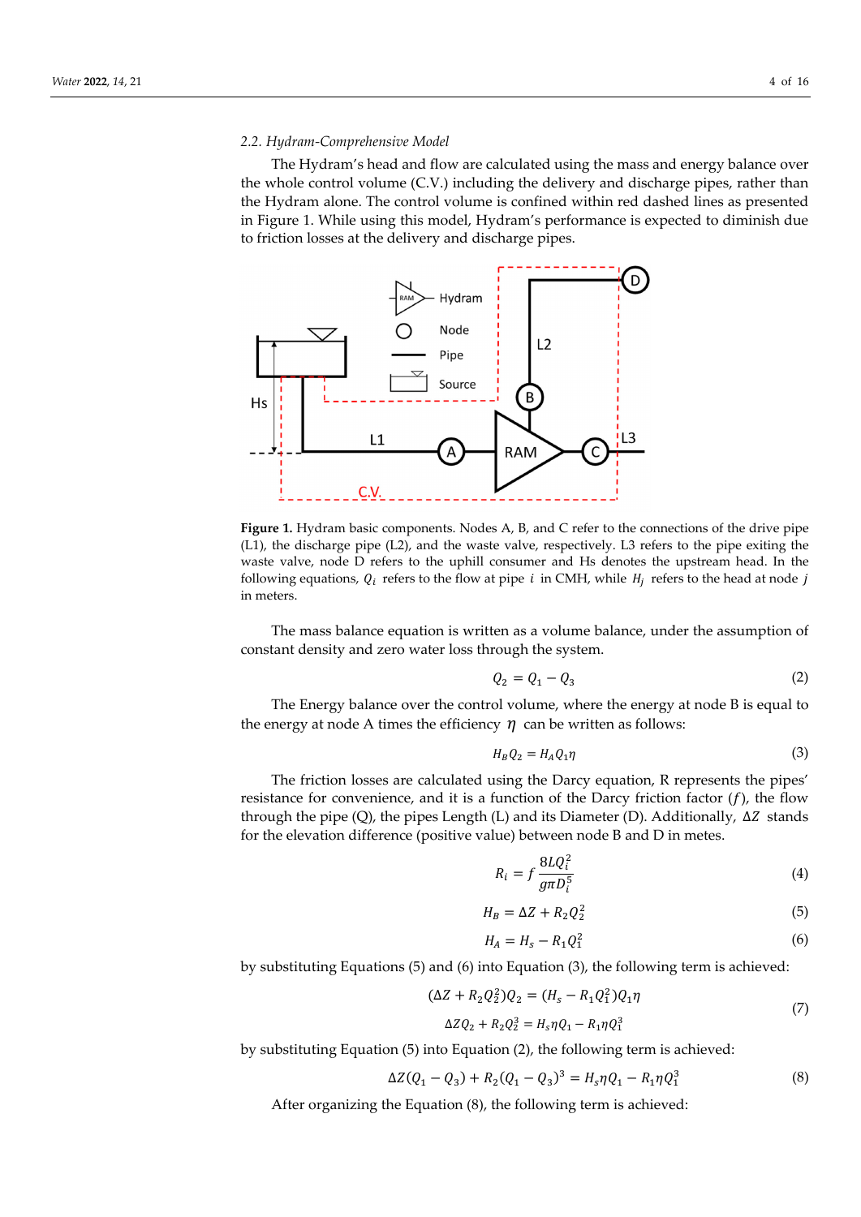### 2.2. Hydram-Comprehensive Model

The Hydram's head and flow are calculated using the mass and energy balance over the whole control volume (C.V.) including the delivery and discharge pipes, rather than the Hydram alone. The control volume is confined within red dashed lines as presented in Figure 1. While using this model, Hydram's performance is expected to diminish due to friction losses at the delivery and discharge pipes.

**Figure 1.** Hydram basic components. Nodes A, B, and C refer to the connections of the drive pipe (L1), the discharge pipe (L2), and the waste valve, respectively. L3 refers to the pipe exiting the waste valve, node D refers to the uphill consumer and Hs denotes the upstream head. In the following equations, $Q_i$ refers to the flow at pipe $i$ in CMH, while $H_j$ refers to the head at node $j$ in meters.

The mass balance equation is written as a volume balance, under the assumption of constant density and zero water loss through the system.

$$Q_2 = Q_1 - Q_3 \tag{2}$$

The Energy balance over the control volume, where the energy at node B is equal to the energy at node A times the efficiency $\eta$ can be written as follows:

$$H_B Q_2 = H_A Q_1 \eta \tag{3}$$

The friction losses are calculated using the Darcy equation, R represents the pipes' resistance for convenience, and it is a function of the Darcy friction factor ($f$), the flow through the pipe (Q), the pipes Length (L) and its Diameter (D). Additionally, $\Delta Z$ stands for the elevation difference (positive value) between node B and D in metes.

$$R_i = f\frac{8LQ_i^2}{g\pi D_i^5} \tag{4}$$

$$H_B = \Delta Z + R_2 Q_2^2 \tag{5}$$

$$H_A = H_s - R_1 Q_1^2 \tag{6}$$

by substituting Equations (5) and (6) into Equation (3), the following term is achieved:

$$\begin{gathered}(\Delta Z + R_2 Q_2^2)Q_2 = (H_s - R_1 Q_1^2)Q_1 \eta \\ \Delta Z Q_2 + R_2 Q_2^3 = H_s \eta Q_1 - R_1 \eta Q_1^3\end{gathered} \tag{7}$$

by substituting Equation (5) into Equation (2), the following term is achieved:

$$\Delta Z(Q_1 - Q_3) + R_2(Q_1 - Q_3)^3 = H_s \eta Q_1 - R_1 \eta Q_1^3 \tag{8}$$

After organizing the Equation (8), the following term is achieved: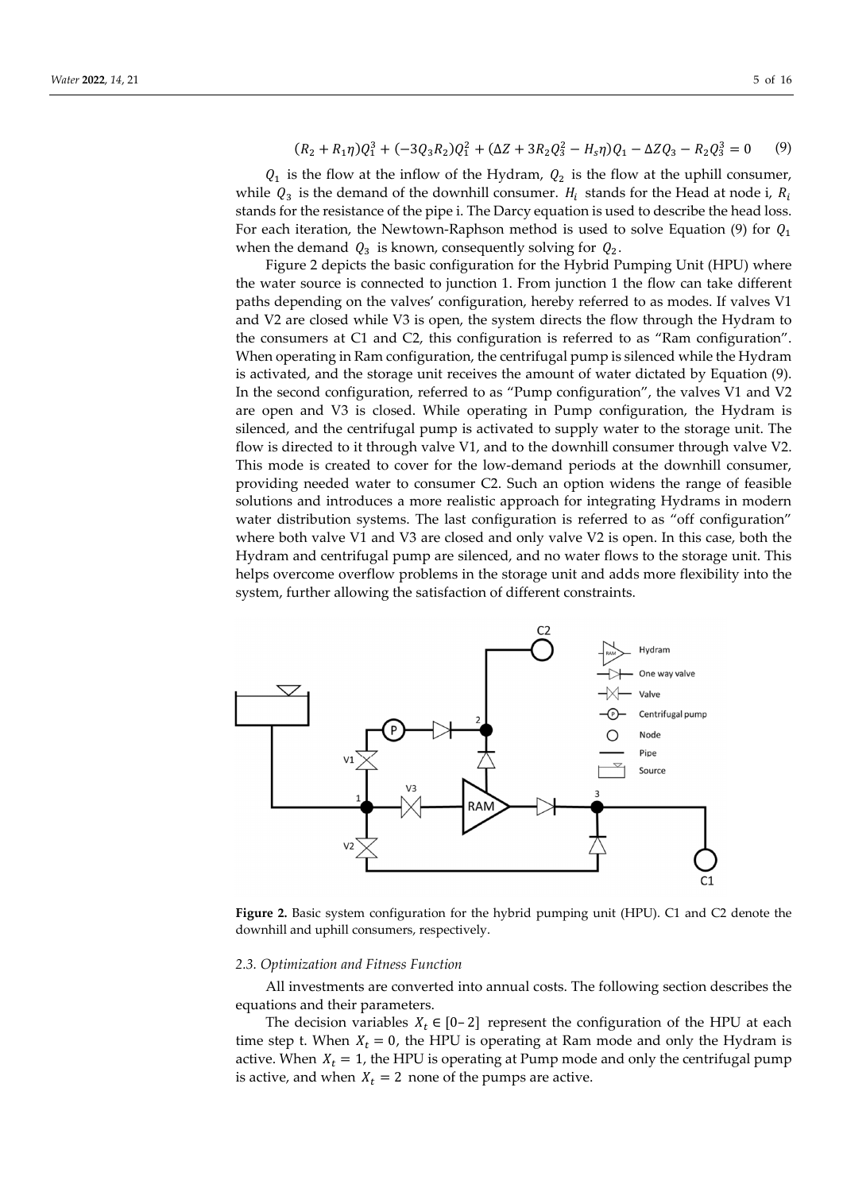$$(R_2 + R_1\eta)Q_1^3 + (-3Q_3R_2)Q_1^2 + (\Delta Z + 3R_2Q_3^2 - H_s\eta)Q_1 - \Delta ZQ_3 - R_2Q_3^3 = 0 \quad (9)$$

$Q_1$ is the flow at the inflow of the Hydram, $Q_2$ is the flow at the uphill consumer, while $Q_3$ is the demand of the downhill consumer. $H_i$ stands for the Head at node i, $R_i$ stands for the resistance of the pipe i. The Darcy equation is used to describe the head loss. For each iteration, the Newtown-Raphson method is used to solve Equation (9) for $Q_1$ when the demand $Q_3$ is known, consequently solving for $Q_2$.

Figure 2 depicts the basic configuration for the Hybrid Pumping Unit (HPU) where the water source is connected to junction 1. From junction 1 the flow can take different paths depending on the valves' configuration, hereby referred to as modes. If valves V1 and V2 are closed while V3 is open, the system directs the flow through the Hydram to the consumers at C1 and C2, this configuration is referred to as "Ram configuration". When operating in Ram configuration, the centrifugal pump is silenced while the Hydram is activated, and the storage unit receives the amount of water dictated by Equation (9). In the second configuration, referred to as "Pump configuration", the valves V1 and V2 are open and V3 is closed. While operating in Pump configuration, the Hydram is silenced, and the centrifugal pump is activated to supply water to the storage unit. The flow is directed to it through valve V1, and to the downhill consumer through valve V2. This mode is created to cover for the low-demand periods at the downhill consumer, providing needed water to consumer C2. Such an option widens the range of feasible solutions and introduces a more realistic approach for integrating Hydrams in modern water distribution systems. The last configuration is referred to as "off configuration" where both valve V1 and V3 are closed and only valve V2 is open. In this case, both the Hydram and centrifugal pump are silenced, and no water flows to the storage unit. This helps overcome overflow problems in the storage unit and adds more flexibility into the system, further allowing the satisfaction of different constraints.

**Figure 2.** Basic system configuration for the hybrid pumping unit (HPU). C1 and C2 denote the downhill and uphill consumers, respectively.

### *2.3. Optimization and Fitness Function*

All investments are converted into annual costs. The following section describes the equations and their parameters.

The decision variables $X_t \in [0\text{–}2]$ represent the configuration of the HPU at each time step t. When $X_t = 0$, the HPU is operating at Ram mode and only the Hydram is active. When $X_t = 1$, the HPU is operating at Pump mode and only the centrifugal pump is active, and when $X_t = 2$ none of the pumps are active.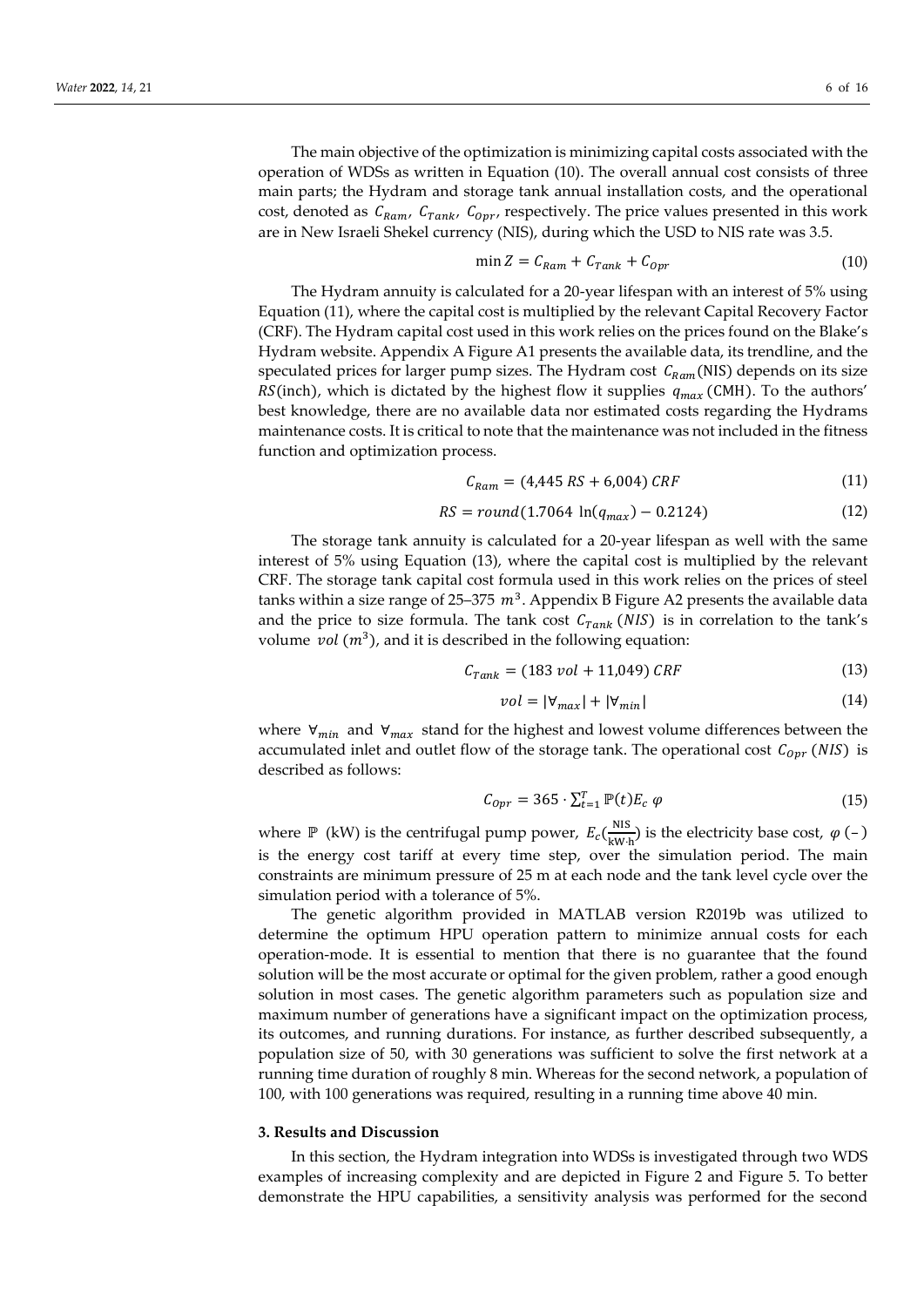The main objective of the optimization is minimizing capital costs associated with the operation of WDSs as written in Equation (10). The overall annual cost consists of three main parts; the Hydram and storage tank annual installation costs, and the operational cost, denoted as $C_{Ram}$, $C_{Tank}$, $C_{Opr}$, respectively. The price values presented in this work are in New Israeli Shekel currency (NIS), during which the USD to NIS rate was 3.5.

$$\min Z = C_{Ram} + C_{Tank} + C_{Opr} \tag{10}$$

The Hydram annuity is calculated for a 20-year lifespan with an interest of 5% using Equation (11), where the capital cost is multiplied by the relevant Capital Recovery Factor (CRF). The Hydram capital cost used in this work relies on the prices found on the Blake's Hydram website. Appendix A Figure A1 presents the available data, its trendline, and the speculated prices for larger pump sizes. The Hydram cost $C_{Ram}$(NIS) depends on its size $RS$(inch), which is dictated by the highest flow it supplies $q_{max}$ (CMH). To the authors' best knowledge, there are no available data nor estimated costs regarding the Hydrams maintenance costs. It is critical to note that the maintenance was not included in the fitness function and optimization process.

$$C_{Ram} = (4{,}445\ RS + 6{,}004)\ CRF \tag{11}$$

$$RS = round(1.7064\ \ln(q_{max}) - 0.2124) \tag{12}$$

The storage tank annuity is calculated for a 20-year lifespan as well with the same interest of 5% using Equation (13), where the capital cost is multiplied by the relevant CRF. The storage tank capital cost formula used in this work relies on the prices of steel tanks within a size range of 25–375 $m^3$. Appendix B Figure A2 presents the available data and the price to size formula. The tank cost $C_{Tank}$ $(NIS)$ is in correlation to the tank's volume $vol$ $(m^3)$, and it is described in the following equation:

$$C_{Tank} = (183\ vol + 11{,}049)\ CRF \tag{13}$$

$$vol = |\forall_{max}| + |\forall_{min}| \tag{14}$$

where $\forall_{min}$ and $\forall_{max}$ stand for the highest and lowest volume differences between the accumulated inlet and outlet flow of the storage tank. The operational cost $C_{Opr}$ $(NIS)$ is described as follows:

$$C_{Opr} = 365 \cdot \sum_{t=1}^{T} \mathbb{P}(t) E_c\ \varphi \tag{15}$$

where $\mathbb{P}$ (kW) is the centrifugal pump power, $E_c(\frac{\text{NIS}}{\text{kW}\cdot\text{h}})$ is the electricity base cost, $\varphi$ (–) is the energy cost tariff at every time step, over the simulation period. The main constraints are minimum pressure of 25 m at each node and the tank level cycle over the simulation period with a tolerance of 5%.

The genetic algorithm provided in MATLAB version R2019b was utilized to determine the optimum HPU operation pattern to minimize annual costs for each operation-mode. It is essential to mention that there is no guarantee that the found solution will be the most accurate or optimal for the given problem, rather a good enough solution in most cases. The genetic algorithm parameters such as population size and maximum number of generations have a significant impact on the optimization process, its outcomes, and running durations. For instance, as further described subsequently, a population size of 50, with 30 generations was sufficient to solve the first network at a running time duration of roughly 8 min. Whereas for the second network, a population of 100, with 100 generations was required, resulting in a running time above 40 min.

## 3. Results and Discussion

In this section, the Hydram integration into WDSs is investigated through two WDS examples of increasing complexity and are depicted in Figure 2 and Figure 5. To better demonstrate the HPU capabilities, a sensitivity analysis was performed for the second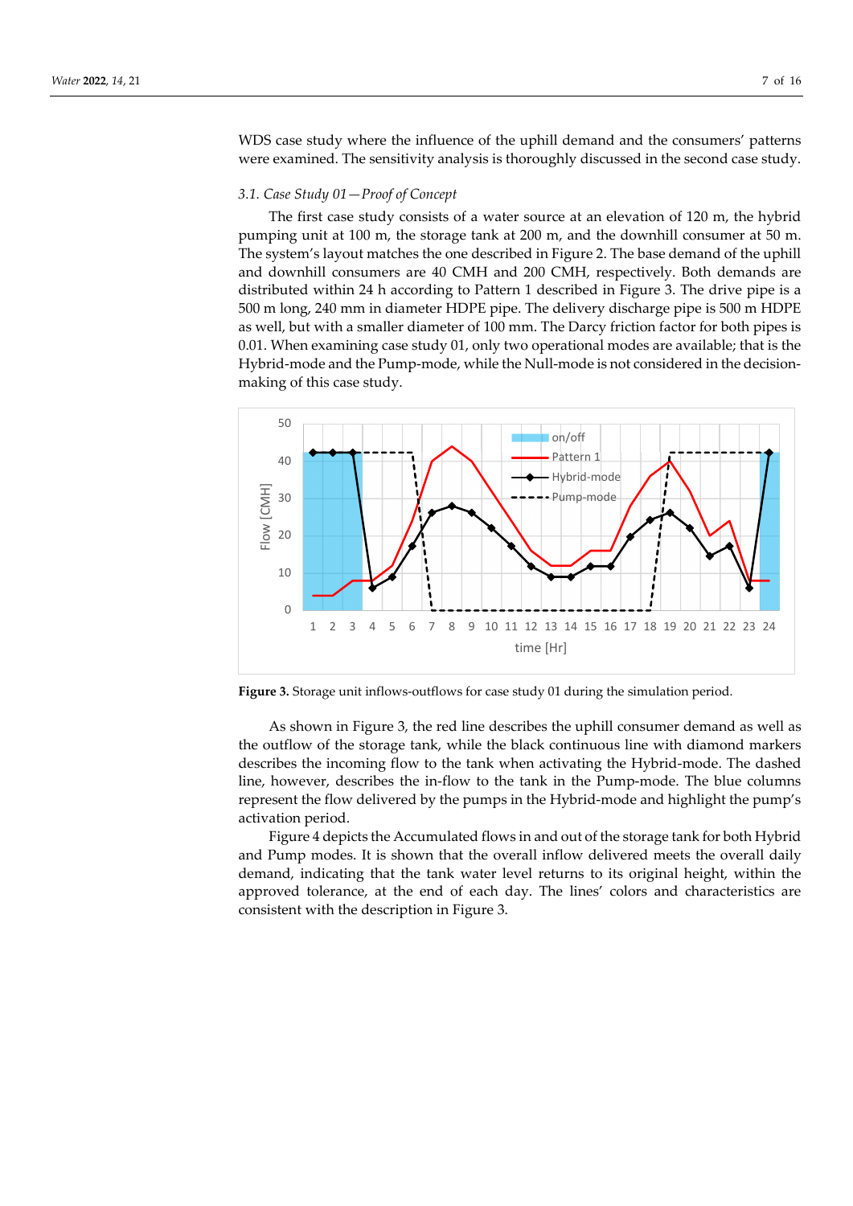WDS case study where the influence of the uphill demand and the consumers' patterns were examined. The sensitivity analysis is thoroughly discussed in the second case study.

### 3.1. Case Study 01—Proof of Concept

The first case study consists of a water source at an elevation of 120 m, the hybrid pumping unit at 100 m, the storage tank at 200 m, and the downhill consumer at 50 m. The system's layout matches the one described in Figure 2. The base demand of the uphill and downhill consumers are 40 CMH and 200 CMH, respectively. Both demands are distributed within 24 h according to Pattern 1 described in Figure 3. The drive pipe is a 500 m long, 240 mm in diameter HDPE pipe. The delivery discharge pipe is 500 m HDPE as well, but with a smaller diameter of 100 mm. The Darcy friction factor for both pipes is 0.01. When examining case study 01, only two operational modes are available; that is the Hybrid-mode and the Pump-mode, while the Null-mode is not considered in the decision-making of this case study.

**Figure 3.** Storage unit inflows-outflows for case study 01 during the simulation period.

As shown in Figure 3, the red line describes the uphill consumer demand as well as the outflow of the storage tank, while the black continuous line with diamond markers describes the incoming flow to the tank when activating the Hybrid-mode. The dashed line, however, describes the in-flow to the tank in the Pump-mode. The blue columns represent the flow delivered by the pumps in the Hybrid-mode and highlight the pump's activation period.

Figure 4 depicts the Accumulated flows in and out of the storage tank for both Hybrid and Pump modes. It is shown that the overall inflow delivered meets the overall daily demand, indicating that the tank water level returns to its original height, within the approved tolerance, at the end of each day. The lines' colors and characteristics are consistent with the description in Figure 3.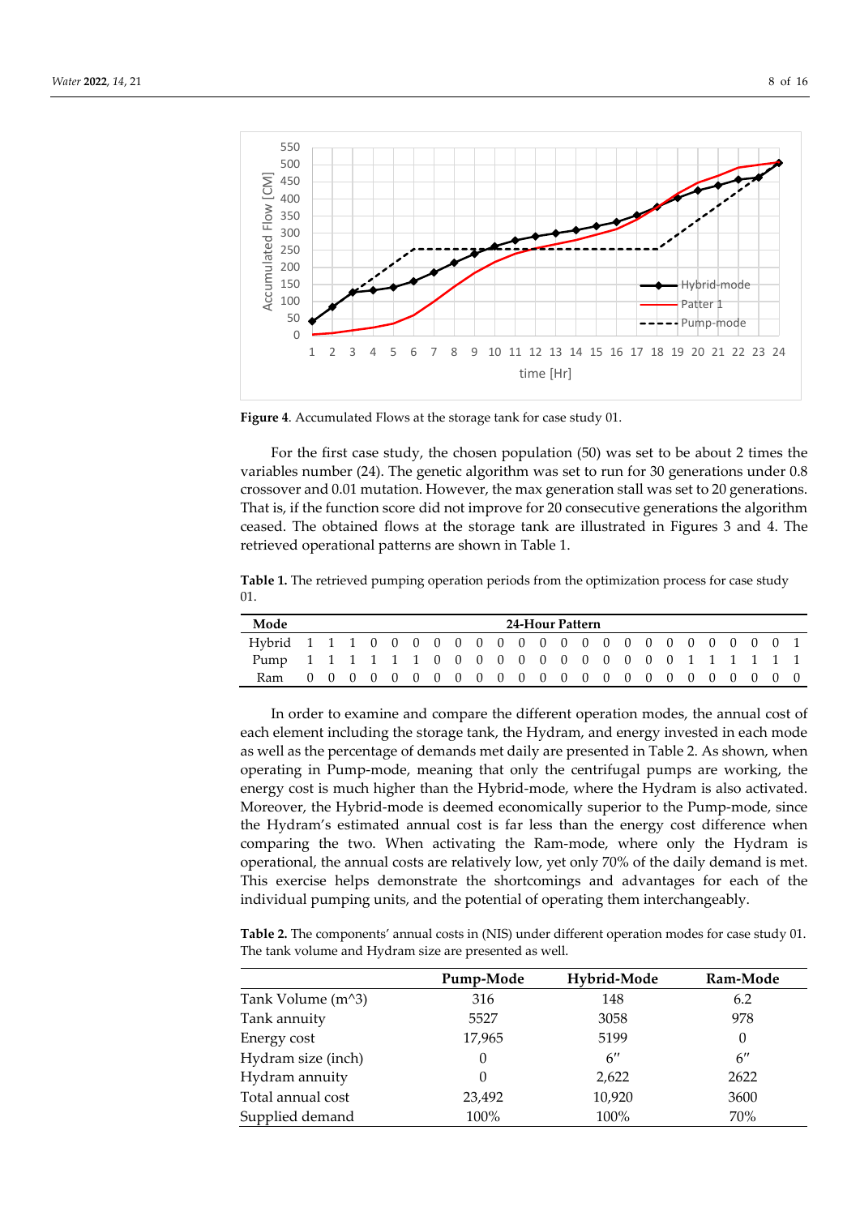**Figure 4.** Accumulated Flows at the storage tank for case study 01.

For the first case study, the chosen population (50) was set to be about 2 times the variables number (24). The genetic algorithm was set to run for 30 generations under 0.8 crossover and 0.01 mutation. However, the max generation stall was set to 20 generations. That is, if the function score did not improve for 20 consecutive generations the algorithm ceased. The obtained flows at the storage tank are illustrated in Figures 3 and 4. The retrieved operational patterns are shown in Table 1.

**Table 1.** The retrieved pumping operation periods from the optimization process for case study 01.

| Mode | 24-Hour Pattern | | | | | | | | | | | | | | | | | | | | | | | |
|---|---|---|---|---|---|---|---|---|---|---|---|---|---|---|---|---|---|---|---|---|---|---|---|---|
| Hybrid | 1 | 1 | 1 | 0 | 0 | 0 | 0 | 0 | 0 | 0 | 0 | 0 | 0 | 0 | 0 | 0 | 0 | 0 | 0 | 0 | 0 | 0 | 0 | 1 |
| Pump | 1 | 1 | 1 | 1 | 1 | 1 | 0 | 0 | 0 | 0 | 0 | 0 | 0 | 0 | 0 | 0 | 0 | 0 | 1 | 1 | 1 | 1 | 1 | 1 |
| Ram | 0 | 0 | 0 | 0 | 0 | 0 | 0 | 0 | 0 | 0 | 0 | 0 | 0 | 0 | 0 | 0 | 0 | 0 | 0 | 0 | 0 | 0 | 0 | 0 |

In order to examine and compare the different operation modes, the annual cost of each element including the storage tank, the Hydram, and energy invested in each mode as well as the percentage of demands met daily are presented in Table 2. As shown, when operating in Pump-mode, meaning that only the centrifugal pumps are working, the energy cost is much higher than the Hybrid-mode, where the Hydram is also activated. Moreover, the Hybrid-mode is deemed economically superior to the Pump-mode, since the Hydram's estimated annual cost is far less than the energy cost difference when comparing the two. When activating the Ram-mode, where only the Hydram is operational, the annual costs are relatively low, yet only 70% of the daily demand is met. This exercise helps demonstrate the shortcomings and advantages for each of the individual pumping units, and the potential of operating them interchangeably.

**Table 2.** The components' annual costs in (NIS) under different operation modes for case study 01. The tank volume and Hydram size are presented as well.

| | Pump-Mode | Hybrid-Mode | Ram-Mode |
|---|---|---|---|
| Tank Volume (m^3) | 316 | 148 | 6.2 |
| Tank annuity | 5527 | 3058 | 978 |
| Energy cost | 17,965 | 5199 | 0 |
| Hydram size (inch) | 0 | 6″ | 6″ |
| Hydram annuity | 0 | 2,622 | 2622 |
| Total annual cost | 23,492 | 10,920 | 3600 |
| Supplied demand | 100% | 100% | 70% |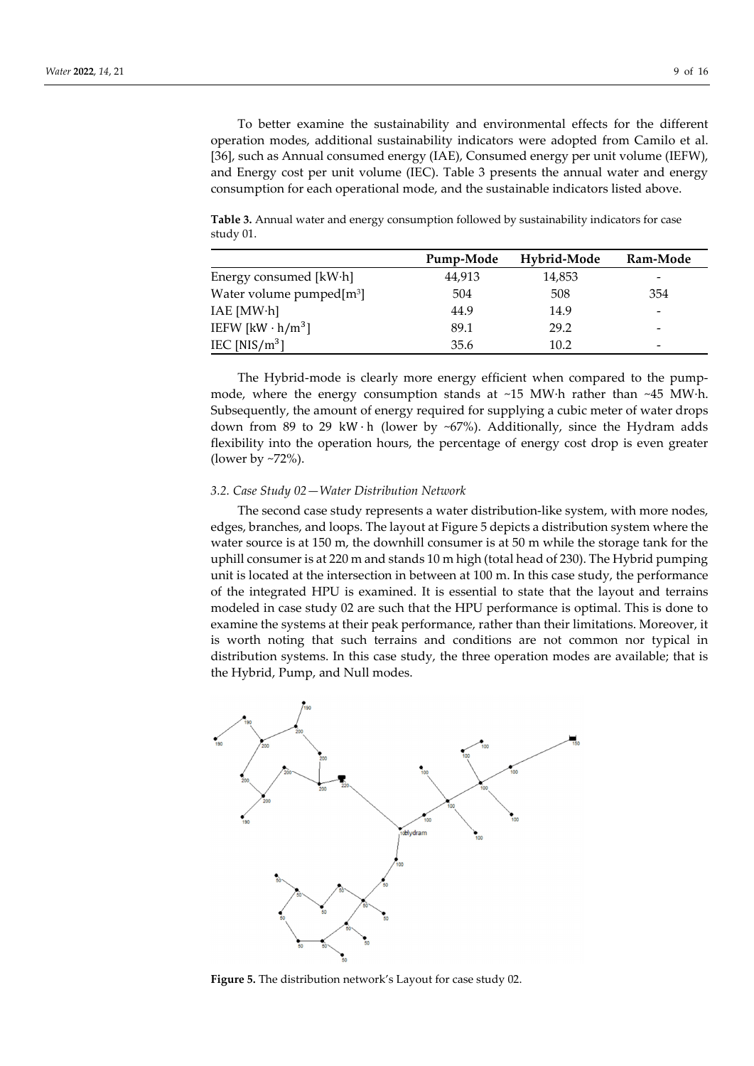To better examine the sustainability and environmental effects for the different operation modes, additional sustainability indicators were adopted from Camilo et al. [36], such as Annual consumed energy (IAE), Consumed energy per unit volume (IEFW), and Energy cost per unit volume (IEC). Table 3 presents the annual water and energy consumption for each operational mode, and the sustainable indicators listed above.

**Table 3.** Annual water and energy consumption followed by sustainability indicators for case study 01.

| | Pump-Mode | Hybrid-Mode | Ram-Mode |
|---|---|---|---|
| Energy consumed [kW·h] | 44,913 | 14,853 | - |
| Water volume pumped[m$^3$] | 504 | 508 | 354 |
| IAE [MW·h] | 44.9 | 14.9 | - |
| IEFW [$\text{kW} \cdot \text{h/m}^3$] | 89.1 | 29.2 | - |
| IEC [$\text{NIS/m}^3$] | 35.6 | 10.2 | - |

The Hybrid-mode is clearly more energy efficient when compared to the pump-mode, where the energy consumption stands at ~15 MW·h rather than ~45 MW·h. Subsequently, the amount of energy required for supplying a cubic meter of water drops down from 89 to 29 $\text{kW} \cdot \text{h}$ (lower by ~67%). Additionally, since the Hydram adds flexibility into the operation hours, the percentage of energy cost drop is even greater (lower by ~72%).

### 3.2. Case Study 02—Water Distribution Network

The second case study represents a water distribution-like system, with more nodes, edges, branches, and loops. The layout at Figure 5 depicts a distribution system where the water source is at 150 m, the downhill consumer is at 50 m while the storage tank for the uphill consumer is at 220 m and stands 10 m high (total head of 230). The Hybrid pumping unit is located at the intersection in between at 100 m. In this case study, the performance of the integrated HPU is examined. It is essential to state that the layout and terrains modeled in case study 02 are such that the HPU performance is optimal. This is done to examine the systems at their peak performance, rather than their limitations. Moreover, it is worth noting that such terrains and conditions are not common nor typical in distribution systems. In this case study, the three operation modes are available; that is the Hybrid, Pump, and Null modes.

**Figure 5.** The distribution network's Layout for case study 02.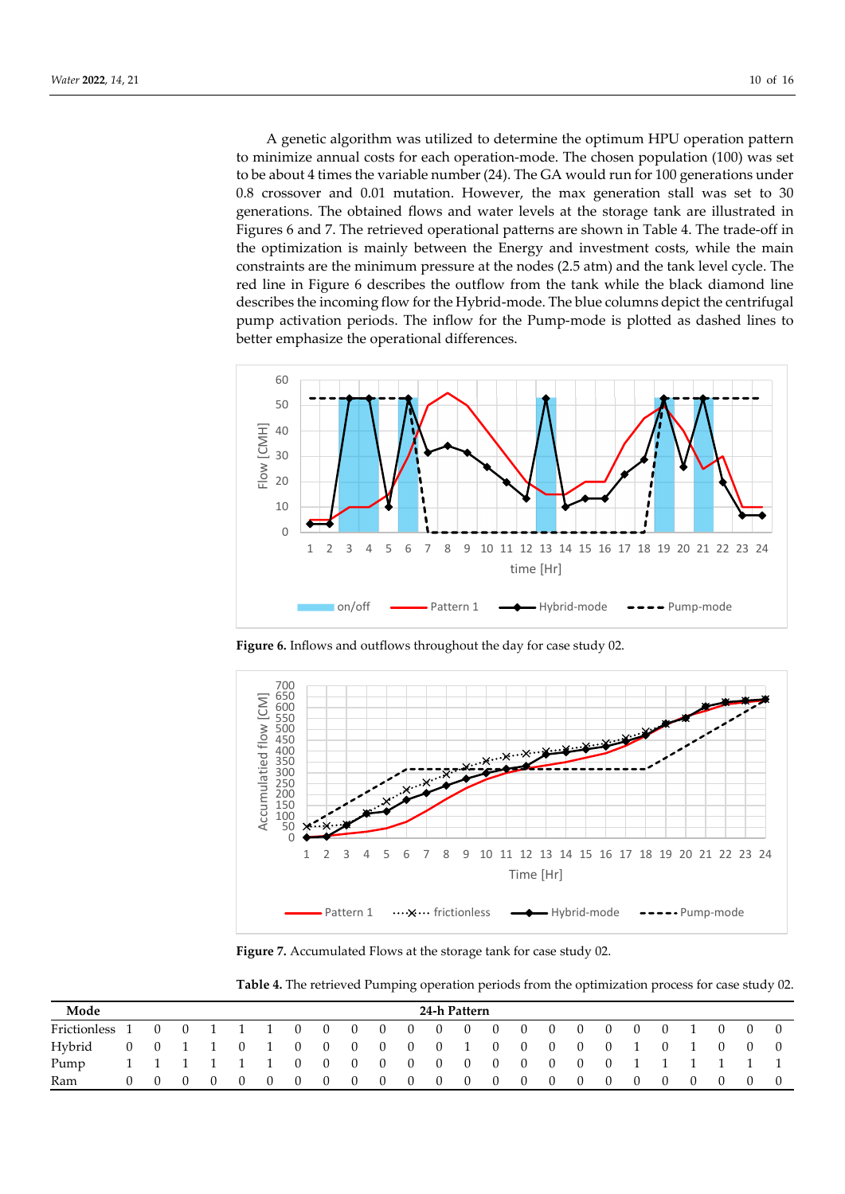A genetic algorithm was utilized to determine the optimum HPU operation pattern to minimize annual costs for each operation-mode. The chosen population (100) was set to be about 4 times the variable number (24). The GA would run for 100 generations under 0.8 crossover and 0.01 mutation. However, the max generation stall was set to 30 generations. The obtained flows and water levels at the storage tank are illustrated in Figures 6 and 7. The retrieved operational patterns are shown in Table 4. The trade-off in the optimization is mainly between the Energy and investment costs, while the main constraints are the minimum pressure at the nodes (2.5 atm) and the tank level cycle. The red line in Figure 6 describes the outflow from the tank while the black diamond line describes the incoming flow for the Hybrid-mode. The blue columns depict the centrifugal pump activation periods. The inflow for the Pump-mode is plotted as dashed lines to better emphasize the operational differences.

**Figure 6.** Inflows and outflows throughout the day for case study 02.

**Figure 7.** Accumulated Flows at the storage tank for case study 02.

**Table 4.** The retrieved Pumping operation periods from the optimization process for case study 02.

| Mode | 24-h Pattern | | | | | | | | | | | | | | | | | | | | | | | |
|---|---|---|---|---|---|---|---|---|---|---|---|---|---|---|---|---|---|---|---|---|---|---|---|---|
| Frictionless | 1 | 0 | 0 | 1 | 1 | 1 | 0 | 0 | 0 | 0 | 0 | 0 | 0 | 0 | 0 | 0 | 0 | 0 | 0 | 0 | 1 | 0 | 0 | 0 |
| Hybrid | 0 | 0 | 1 | 1 | 0 | 1 | 0 | 0 | 0 | 0 | 0 | 0 | 1 | 0 | 0 | 0 | 0 | 0 | 1 | 0 | 1 | 0 | 0 | 0 |
| Pump | 1 | 1 | 1 | 1 | 1 | 1 | 0 | 0 | 0 | 0 | 0 | 0 | 0 | 0 | 0 | 0 | 0 | 0 | 1 | 1 | 1 | 1 | 1 | 1 |
| Ram | 0 | 0 | 0 | 0 | 0 | 0 | 0 | 0 | 0 | 0 | 0 | 0 | 0 | 0 | 0 | 0 | 0 | 0 | 0 | 0 | 0 | 0 | 0 | 0 |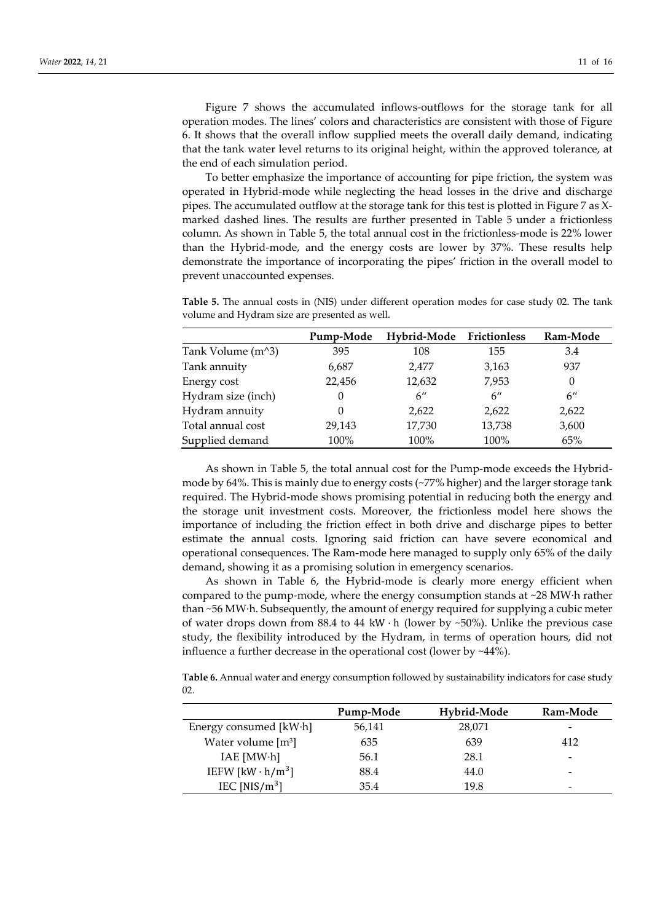Figure 7 shows the accumulated inflows-outflows for the storage tank for all operation modes. The lines' colors and characteristics are consistent with those of Figure 6. It shows that the overall inflow supplied meets the overall daily demand, indicating that the tank water level returns to its original height, within the approved tolerance, at the end of each simulation period.

To better emphasize the importance of accounting for pipe friction, the system was operated in Hybrid-mode while neglecting the head losses in the drive and discharge pipes. The accumulated outflow at the storage tank for this test is plotted in Figure 7 as X-marked dashed lines. The results are further presented in Table 5 under a frictionless column. As shown in Table 5, the total annual cost in the frictionless-mode is 22% lower than the Hybrid-mode, and the energy costs are lower by 37%. These results help demonstrate the importance of incorporating the pipes' friction in the overall model to prevent unaccounted expenses.

**Table 5.** The annual costs in (NIS) under different operation modes for case study 02. The tank volume and Hydram size are presented as well.

| | Pump-Mode | Hybrid-Mode | Frictionless | Ram-Mode |
|---|---|---|---|---|
| Tank Volume (m^3) | 395 | 108 | 155 | 3.4 |
| Tank annuity | 6,687 | 2,477 | 3,163 | 937 |
| Energy cost | 22,456 | 12,632 | 7,953 | 0 |
| Hydram size (inch) | 0 | 6″ | 6″ | 6″ |
| Hydram annuity | 0 | 2,622 | 2,622 | 2,622 |
| Total annual cost | 29,143 | 17,730 | 13,738 | 3,600 |
| Supplied demand | 100% | 100% | 100% | 65% |

As shown in Table 5, the total annual cost for the Pump-mode exceeds the Hybrid-mode by 64%. This is mainly due to energy costs (~77% higher) and the larger storage tank required. The Hybrid-mode shows promising potential in reducing both the energy and the storage unit investment costs. Moreover, the frictionless model here shows the importance of including the friction effect in both drive and discharge pipes to better estimate the annual costs. Ignoring said friction can have severe economical and operational consequences. The Ram-mode here managed to supply only 65% of the daily demand, showing it as a promising solution in emergency scenarios.

As shown in Table 6, the Hybrid-mode is clearly more energy efficient when compared to the pump-mode, where the energy consumption stands at ~28 MW·h rather than ~56 MW·h. Subsequently, the amount of energy required for supplying a cubic meter of water drops down from 88.4 to 44 $\text{kW} \cdot \text{h}$ (lower by ~50%). Unlike the previous case study, the flexibility introduced by the Hydram, in terms of operation hours, did not influence a further decrease in the operational cost (lower by ~44%).

**Table 6.** Annual water and energy consumption followed by sustainability indicators for case study 02.

| | Pump-Mode | Hybrid-Mode | Ram-Mode |
|---|---|---|---|
| Energy consumed [kW·h] | 56,141 | 28,071 | - |
| Water volume [$m^3$] | 635 | 639 | 412 |
| IAE [MW·h] | 56.1 | 28.1 | - |
| IEFW [$\text{kW} \cdot \text{h/m}^3$] | 88.4 | 44.0 | - |
| IEC [$\text{NIS/m}^3$] | 35.4 | 19.8 | - |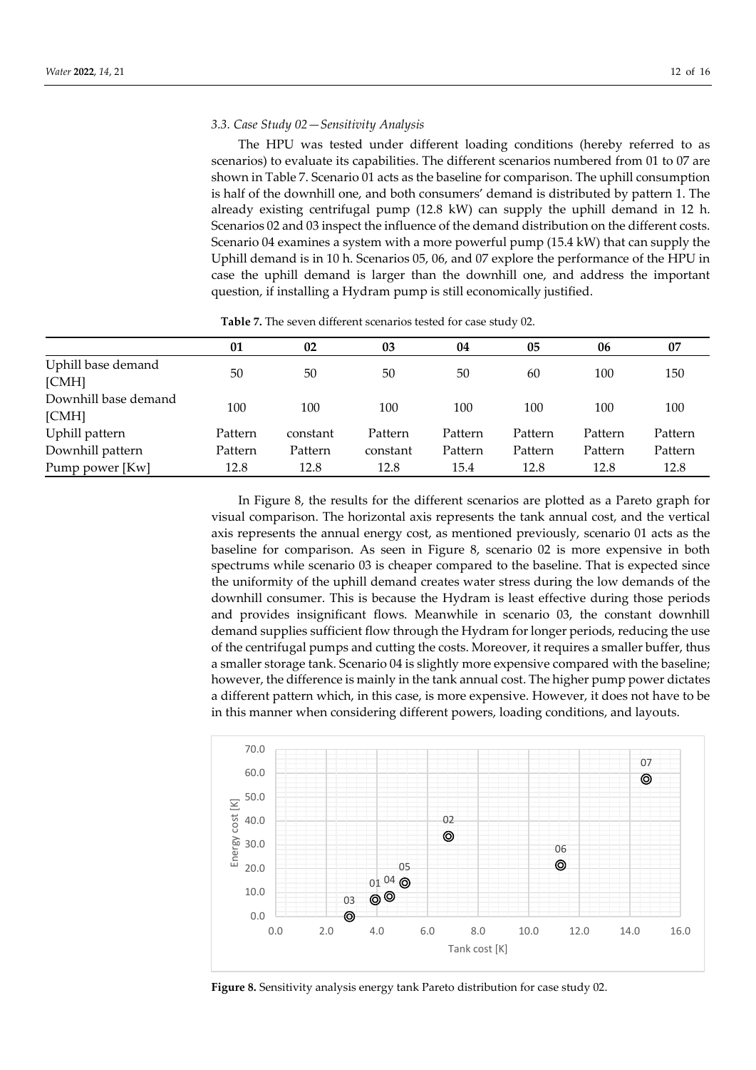### 3.3. Case Study 02—Sensitivity Analysis

The HPU was tested under different loading conditions (hereby referred to as scenarios) to evaluate its capabilities. The different scenarios numbered from 01 to 07 are shown in Table 7. Scenario 01 acts as the baseline for comparison. The uphill consumption is half of the downhill one, and both consumers' demand is distributed by pattern 1. The already existing centrifugal pump (12.8 kW) can supply the uphill demand in 12 h. Scenarios 02 and 03 inspect the influence of the demand distribution on the different costs. Scenario 04 examines a system with a more powerful pump (15.4 kW) that can supply the Uphill demand is in 10 h. Scenarios 05, 06, and 07 explore the performance of the HPU in case the uphill demand is larger than the downhill one, and address the important question, if installing a Hydram pump is still economically justified.

**Table 7.** The seven different scenarios tested for case study 02.

| | 01 | 02 | 03 | 04 | 05 | 06 | 07 |
|---|---|---|---|---|---|---|---|
| Uphill base demand [CMH] | 50 | 50 | 50 | 50 | 60 | 100 | 150 |
| Downhill base demand [CMH] | 100 | 100 | 100 | 100 | 100 | 100 | 100 |
| Uphill pattern | Pattern | constant | Pattern | Pattern | Pattern | Pattern | Pattern |
| Downhill pattern | Pattern | Pattern | constant | Pattern | Pattern | Pattern | Pattern |
| Pump power [Kw] | 12.8 | 12.8 | 12.8 | 15.4 | 12.8 | 12.8 | 12.8 |

In Figure 8, the results for the different scenarios are plotted as a Pareto graph for visual comparison. The horizontal axis represents the tank annual cost, and the vertical axis represents the annual energy cost, as mentioned previously, scenario 01 acts as the baseline for comparison. As seen in Figure 8, scenario 02 is more expensive in both spectrums while scenario 03 is cheaper compared to the baseline. That is expected since the uniformity of the uphill demand creates water stress during the low demands of the downhill consumer. This is because the Hydram is least effective during those periods and provides insignificant flows. Meanwhile in scenario 03, the constant downhill demand supplies sufficient flow through the Hydram for longer periods, reducing the use of the centrifugal pumps and cutting the costs. Moreover, it requires a smaller buffer, thus a smaller storage tank. Scenario 04 is slightly more expensive compared with the baseline; however, the difference is mainly in the tank annual cost. The higher pump power dictates a different pattern which, in this case, is more expensive. However, it does not have to be in this manner when considering different powers, loading conditions, and layouts.

**Figure 8.** Sensitivity analysis energy tank Pareto distribution for case study 02.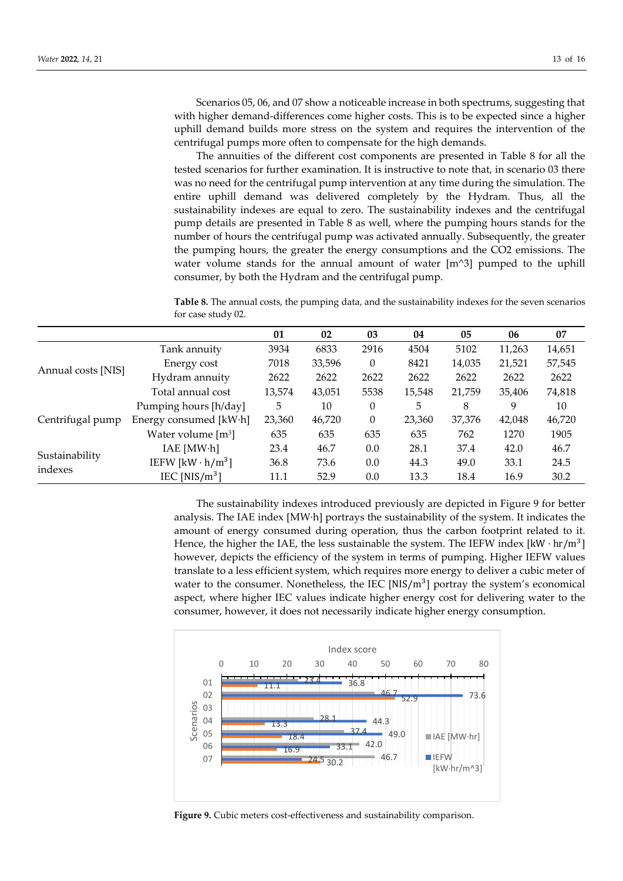Scenarios 05, 06, and 07 show a noticeable increase in both spectrums, suggesting that with higher demand-differences come higher costs. This is to be expected since a higher uphill demand builds more stress on the system and requires the intervention of the centrifugal pumps more often to compensate for the high demands.

The annuities of the different cost components are presented in Table 8 for all the tested scenarios for further examination. It is instructive to note that, in scenario 03 there was no need for the centrifugal pump intervention at any time during the simulation. The entire uphill demand was delivered completely by the Hydram. Thus, all the sustainability indexes are equal to zero. The sustainability indexes and the centrifugal pump details are presented in Table 8 as well, where the pumping hours stands for the number of hours the centrifugal pump was activated annually. Subsequently, the greater the pumping hours, the greater the energy consumptions and the CO2 emissions. The water volume stands for the annual amount of water [m^3] pumped to the uphill consumer, by both the Hydram and the centrifugal pump.

**Table 8.** The annual costs, the pumping data, and the sustainability indexes for the seven scenarios for case study 02.

| | | 01 | 02 | 03 | 04 | 05 | 06 | 07 |
|---|---|---|---|---|---|---|---|---|
| Annual costs [NIS] | Tank annuity | 3934 | 6833 | 2916 | 4504 | 5102 | 11,263 | 14,651 |
| | Energy cost | 7018 | 33,596 | 0 | 8421 | 14,035 | 21,521 | 57,545 |
| | Hydram annuity | 2622 | 2622 | 2622 | 2622 | 2622 | 2622 | 2622 |
| | Total annual cost | 13,574 | 43,051 | 5538 | 15,548 | 21,759 | 35,406 | 74,818 |
| Centrifugal pump | Pumping hours [h/day] | 5 | 10 | 0 | 5 | 8 | 9 | 10 |
| | Energy consumed [kW·h] | 23,360 | 46,720 | 0 | 23,360 | 37,376 | 42,048 | 46,720 |
| | Water volume [m$^3$] | 635 | 635 | 635 | 635 | 762 | 1270 | 1905 |
| Sustainability indexes | IAE [MW·h] | 23.4 | 46.7 | 0.0 | 28.1 | 37.4 | 42.0 | 46.7 |
| | IEFW [kW · h/m$^3$] | 36.8 | 73.6 | 0.0 | 44.3 | 49.0 | 33.1 | 24.5 |
| | IEC [NIS/m$^3$] | 11.1 | 52.9 | 0.0 | 13.3 | 18.4 | 16.9 | 30.2 |

The sustainability indexes introduced previously are depicted in Figure 9 for better analysis. The IAE index [MW·h] portrays the sustainability of the system. It indicates the amount of energy consumed during operation, thus the carbon footprint related to it. Hence, the higher the IAE, the less sustainable the system. The IEFW index [kW · hr/m$^3$] however, depicts the efficiency of the system in terms of pumping. Higher IEFW values translate to a less efficient system, which requires more energy to deliver a cubic meter of water to the consumer. Nonetheless, the IEC [NIS/m$^3$] portray the system's economical aspect, where higher IEC values indicate higher energy cost for delivering water to the consumer, however, it does not necessarily indicate higher energy consumption.

**Figure 9.** Cubic meters cost-effectiveness and sustainability comparison.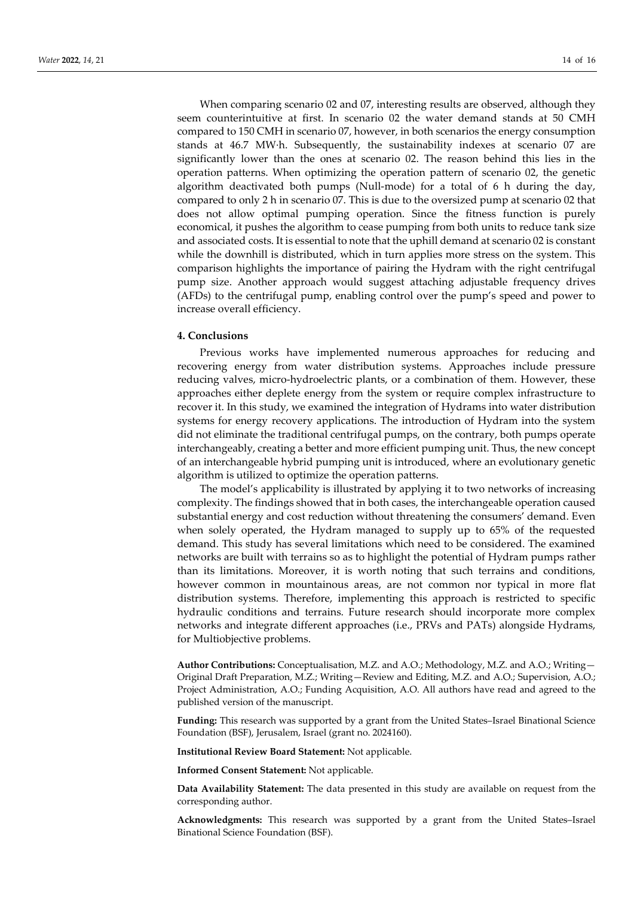When comparing scenario 02 and 07, interesting results are observed, although they seem counterintuitive at first. In scenario 02 the water demand stands at 50 CMH compared to 150 CMH in scenario 07, however, in both scenarios the energy consumption stands at 46.7 MW·h. Subsequently, the sustainability indexes at scenario 07 are significantly lower than the ones at scenario 02. The reason behind this lies in the operation patterns. When optimizing the operation pattern of scenario 02, the genetic algorithm deactivated both pumps (Null-mode) for a total of 6 h during the day, compared to only 2 h in scenario 07. This is due to the oversized pump at scenario 02 that does not allow optimal pumping operation. Since the fitness function is purely economical, it pushes the algorithm to cease pumping from both units to reduce tank size and associated costs. It is essential to note that the uphill demand at scenario 02 is constant while the downhill is distributed, which in turn applies more stress on the system. This comparison highlights the importance of pairing the Hydram with the right centrifugal pump size. Another approach would suggest attaching adjustable frequency drives (AFDs) to the centrifugal pump, enabling control over the pump's speed and power to increase overall efficiency.

## 4. Conclusions

Previous works have implemented numerous approaches for reducing and recovering energy from water distribution systems. Approaches include pressure reducing valves, micro-hydroelectric plants, or a combination of them. However, these approaches either deplete energy from the system or require complex infrastructure to recover it. In this study, we examined the integration of Hydrams into water distribution systems for energy recovery applications. The introduction of Hydram into the system did not eliminate the traditional centrifugal pumps, on the contrary, both pumps operate interchangeably, creating a better and more efficient pumping unit. Thus, the new concept of an interchangeable hybrid pumping unit is introduced, where an evolutionary genetic algorithm is utilized to optimize the operation patterns.

The model's applicability is illustrated by applying it to two networks of increasing complexity. The findings showed that in both cases, the interchangeable operation caused substantial energy and cost reduction without threatening the consumers' demand. Even when solely operated, the Hydram managed to supply up to 65% of the requested demand. This study has several limitations which need to be considered. The examined networks are built with terrains so as to highlight the potential of Hydram pumps rather than its limitations. Moreover, it is worth noting that such terrains and conditions, however common in mountainous areas, are not common nor typical in more flat distribution systems. Therefore, implementing this approach is restricted to specific hydraulic conditions and terrains. Future research should incorporate more complex networks and integrate different approaches (i.e., PRVs and PATs) alongside Hydrams, for Multiobjective problems.

**Author Contributions:** Conceptualisation, M.Z. and A.O.; Methodology, M.Z. and A.O.; Writing—Original Draft Preparation, M.Z.; Writing—Review and Editing, M.Z. and A.O.; Supervision, A.O.; Project Administration, A.O.; Funding Acquisition, A.O. All authors have read and agreed to the published version of the manuscript.

**Funding:** This research was supported by a grant from the United States–Israel Binational Science Foundation (BSF), Jerusalem, Israel (grant no. 2024160).

**Institutional Review Board Statement:** Not applicable.

**Informed Consent Statement:** Not applicable.

**Data Availability Statement:** The data presented in this study are available on request from the corresponding author.

**Acknowledgments:** This research was supported by a grant from the United States–Israel Binational Science Foundation (BSF).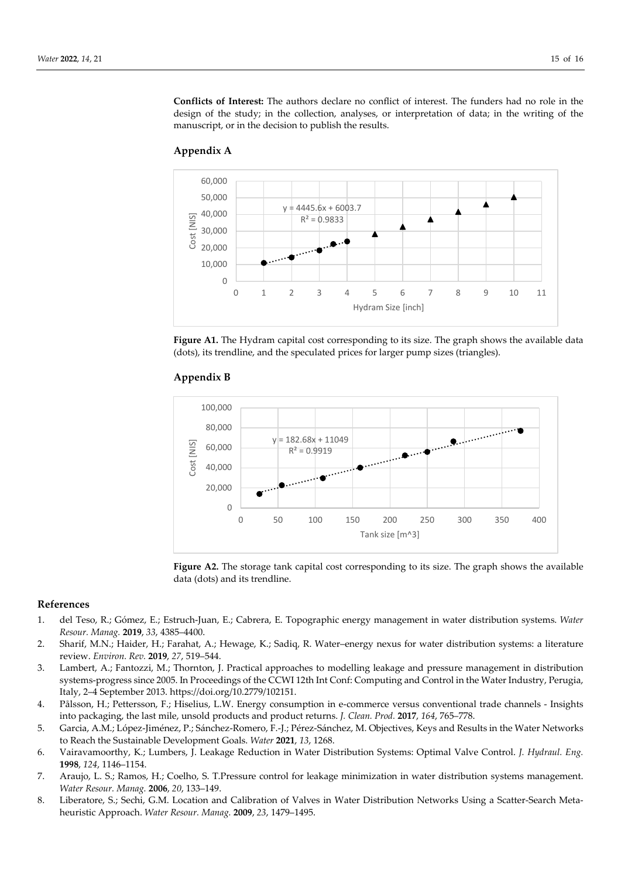**Conflicts of Interest:** The authors declare no conflict of interest. The funders had no role in the design of the study; in the collection, analyses, or interpretation of data; in the writing of the manuscript, or in the decision to publish the results.

## Appendix A

**Figure A1.** The Hydram capital cost corresponding to its size. The graph shows the available data (dots), its trendline, and the speculated prices for larger pump sizes (triangles).

## Appendix B

**Figure A2.** The storage tank capital cost corresponding to its size. The graph shows the available data (dots) and its trendline.

## References

1. del Teso, R.; Gómez, E.; Estruch-Juan, E.; Cabrera, E. Topographic energy management in water distribution systems. *Water Resour. Manag.* **2019**, *33*, 4385–4400.
2. Sharif, M.N.; Haider, H.; Farahat, A.; Hewage, K.; Sadiq, R. Water–energy nexus for water distribution systems: a literature review. *Environ. Rev.* **2019**, *27*, 519–544.
3. Lambert, A.; Fantozzi, M.; Thornton, J. Practical approaches to modelling leakage and pressure management in distribution systems-progress since 2005. In Proceedings of the CCWI 12th Int Conf: Computing and Control in the Water Industry, Perugia, Italy, 2–4 September 2013. https://doi.org/10.2779/102151.
4. Pålsson, H.; Pettersson, F.; Hiselius, L.W. Energy consumption in e-commerce versus conventional trade channels - Insights into packaging, the last mile, unsold products and product returns. *J. Clean. Prod.* **2017**, *164*, 765–778.
5. Garcia, A.M.; López-Jiménez, P.; Sánchez-Romero, F.-J.; Pérez-Sánchez, M. Objectives, Keys and Results in the Water Networks to Reach the Sustainable Development Goals. *Water* **2021**, *13*, 1268.
6. Vairavamoorthy, K.; Lumbers, J. Leakage Reduction in Water Distribution Systems: Optimal Valve Control. *J. Hydraul. Eng.* **1998**, *124*, 1146–1154.
7. Araujo, L. S.; Ramos, H.; Coelho, S. T.Pressure control for leakage minimization in water distribution systems management. *Water Resour. Manag.* **2006**, *20*, 133–149.
8. Liberatore, S.; Sechi, G.M. Location and Calibration of Valves in Water Distribution Networks Using a Scatter-Search Meta-heuristic Approach. *Water Resour. Manag.* **2009**, *23*, 1479–1495.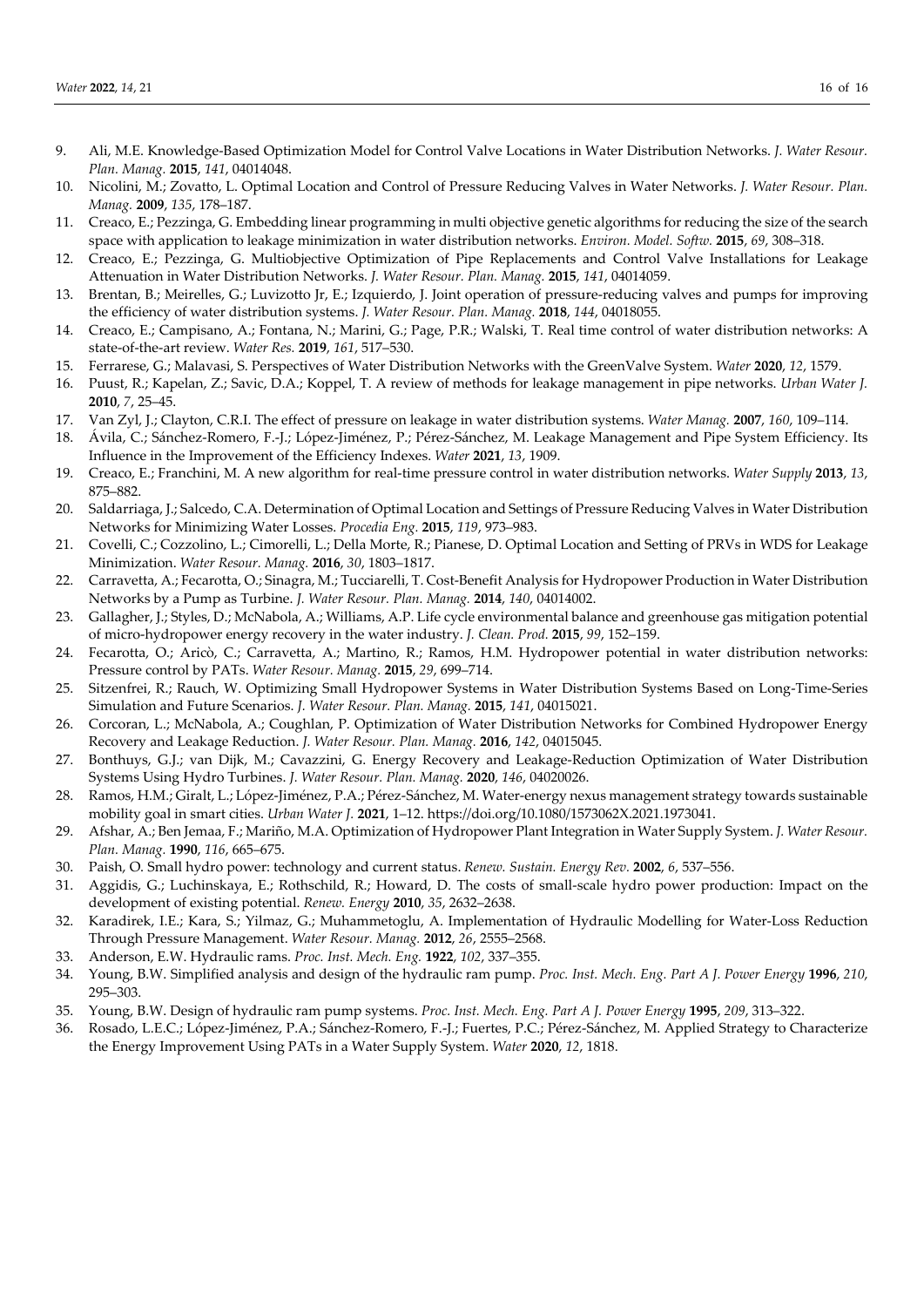9. Ali, M.E. Knowledge-Based Optimization Model for Control Valve Locations in Water Distribution Networks. *J. Water Resour. Plan. Manag.* **2015**, *141*, 04014048.
10. Nicolini, M.; Zovatto, L. Optimal Location and Control of Pressure Reducing Valves in Water Networks. *J. Water Resour. Plan. Manag.* **2009**, *135*, 178–187.
11. Creaco, E.; Pezzinga, G. Embedding linear programming in multi objective genetic algorithms for reducing the size of the search space with application to leakage minimization in water distribution networks. *Environ. Model. Softw.* **2015**, *69*, 308–318.
12. Creaco, E.; Pezzinga, G. Multiobjective Optimization of Pipe Replacements and Control Valve Installations for Leakage Attenuation in Water Distribution Networks. *J. Water Resour. Plan. Manag.* **2015**, *141*, 04014059.
13. Brentan, B.; Meirelles, G.; Luvizotto Jr, E.; Izquierdo, J. Joint operation of pressure-reducing valves and pumps for improving the efficiency of water distribution systems. *J. Water Resour. Plan. Manag.* **2018**, *144*, 04018055.
14. Creaco, E.; Campisano, A.; Fontana, N.; Marini, G.; Page, P.R.; Walski, T. Real time control of water distribution networks: A state-of-the-art review. *Water Res.* **2019**, *161*, 517–530.
15. Ferrarese, G.; Malavasi, S. Perspectives of Water Distribution Networks with the GreenValve System. *Water* **2020**, *12*, 1579.
16. Puust, R.; Kapelan, Z.; Savic, D.A.; Koppel, T. A review of methods for leakage management in pipe networks. *Urban Water J.* **2010**, *7*, 25–45.
17. Van Zyl, J.; Clayton, C.R.I. The effect of pressure on leakage in water distribution systems. *Water Manag.* **2007**, *160*, 109–114.
18. Ávila, C.; Sánchez-Romero, F.-J.; López-Jiménez, P.; Pérez-Sánchez, M. Leakage Management and Pipe System Efficiency. Its Influence in the Improvement of the Efficiency Indexes. *Water* **2021**, *13*, 1909.
19. Creaco, E.; Franchini, M. A new algorithm for real-time pressure control in water distribution networks. *Water Supply* **2013**, *13*, 875–882.
20. Saldarriaga, J.; Salcedo, C.A. Determination of Optimal Location and Settings of Pressure Reducing Valves in Water Distribution Networks for Minimizing Water Losses. *Procedia Eng.* **2015**, *119*, 973–983.
21. Covelli, C.; Cozzolino, L.; Cimorelli, L.; Della Morte, R.; Pianese, D. Optimal Location and Setting of PRVs in WDS for Leakage Minimization. *Water Resour. Manag.* **2016**, *30*, 1803–1817.
22. Carravetta, A.; Fecarotta, O.; Sinagra, M.; Tucciarelli, T. Cost-Benefit Analysis for Hydropower Production in Water Distribution Networks by a Pump as Turbine. *J. Water Resour. Plan. Manag.* **2014**, *140*, 04014002.
23. Gallagher, J.; Styles, D.; McNabola, A.; Williams, A.P. Life cycle environmental balance and greenhouse gas mitigation potential of micro-hydropower energy recovery in the water industry. *J. Clean. Prod.* **2015**, *99*, 152–159.
24. Fecarotta, O.; Aricò, C.; Carravetta, A.; Martino, R.; Ramos, H.M. Hydropower potential in water distribution networks: Pressure control by PATs. *Water Resour. Manag.* **2015**, *29*, 699–714.
25. Sitzenfrei, R.; Rauch, W. Optimizing Small Hydropower Systems in Water Distribution Systems Based on Long-Time-Series Simulation and Future Scenarios. *J. Water Resour. Plan. Manag.* **2015**, *141*, 04015021.
26. Corcoran, L.; McNabola, A.; Coughlan, P. Optimization of Water Distribution Networks for Combined Hydropower Energy Recovery and Leakage Reduction. *J. Water Resour. Plan. Manag.* **2016**, *142*, 04015045.
27. Bonthuys, G.J.; van Dijk, M.; Cavazzini, G. Energy Recovery and Leakage-Reduction Optimization of Water Distribution Systems Using Hydro Turbines. *J. Water Resour. Plan. Manag.* **2020**, *146*, 04020026.
28. Ramos, H.M.; Giralt, L.; López-Jiménez, P.A.; Pérez-Sánchez, M. Water-energy nexus management strategy towards sustainable mobility goal in smart cities. *Urban Water J.* **2021**, 1–12. https://doi.org/10.1080/1573062X.2021.1973041.
29. Afshar, A.; Ben Jemaa, F.; Mariño, M.A. Optimization of Hydropower Plant Integration in Water Supply System. *J. Water Resour. Plan. Manag.* **1990**, *116*, 665–675.
30. Paish, O. Small hydro power: technology and current status. *Renew. Sustain. Energy Rev.* **2002**, *6*, 537–556.
31. Aggidis, G.; Luchinskaya, E.; Rothschild, R.; Howard, D. The costs of small-scale hydro power production: Impact on the development of existing potential. *Renew. Energy* **2010**, *35*, 2632–2638.
32. Karadirek, I.E.; Kara, S.; Yilmaz, G.; Muhammetoglu, A. Implementation of Hydraulic Modelling for Water-Loss Reduction Through Pressure Management. *Water Resour. Manag.* **2012**, *26*, 2555–2568.
33. Anderson, E.W. Hydraulic rams. *Proc. Inst. Mech. Eng.* **1922**, *102*, 337–355.
34. Young, B.W. Simplified analysis and design of the hydraulic ram pump. *Proc. Inst. Mech. Eng. Part A J. Power Energy* **1996**, *210*, 295–303.
35. Young, B.W. Design of hydraulic ram pump systems. *Proc. Inst. Mech. Eng. Part A J. Power Energy* **1995**, *209*, 313–322.
36. Rosado, L.E.C.; López-Jiménez, P.A.; Sánchez-Romero, F.-J.; Fuertes, P.C.; Pérez-Sánchez, M. Applied Strategy to Characterize the Energy Improvement Using PATs in a Water Supply System. *Water* **2020**, *12*, 1818.